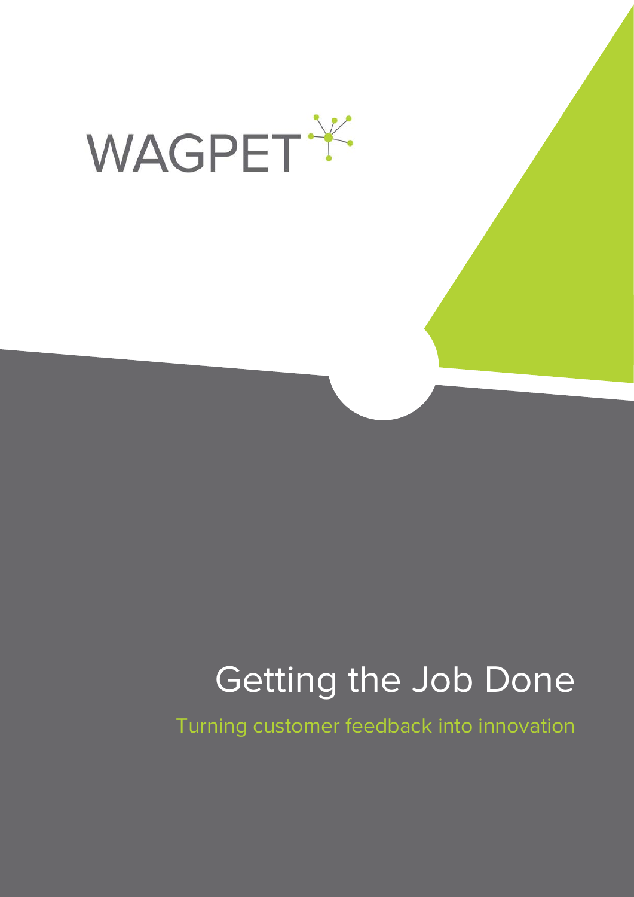WAGPET

# Getting the Job Done

## Turning customer feedback into innovation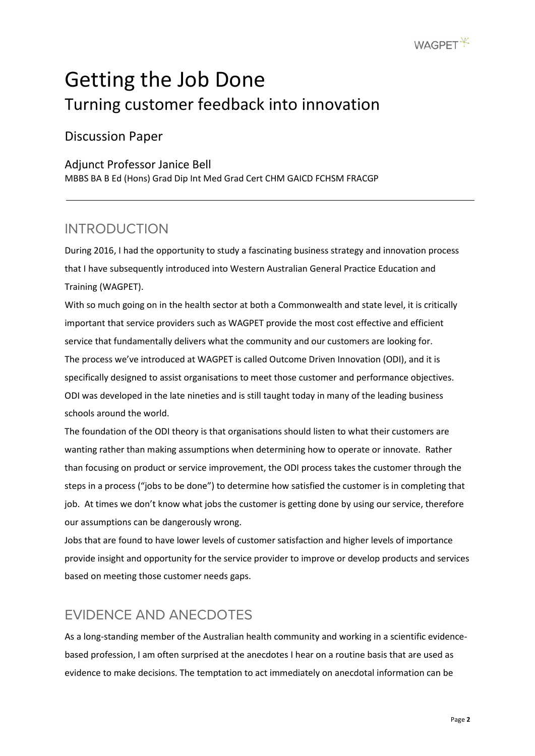# Getting the Job Done

## Turning customer feedback into innovation

### Discussion Paper

### Adjunct Professor Janice Bell

MBBS BA B Ed (Hons) Grad Dip Int Med Grad Cert CHM GAICD FCHSM FRACGP

---

## INTRODUCTION

During 2016, I had the opportunity to study a fascinating business strategy and innovation process that I have subsequently introduced into Western Australian General Practice Education and Training (WAGPET).

With so much going on in the health sector at both a Commonwealth and state level, it is critically important that service providers such as WAGPET provide the most cost effective and efficient service that fundamentally delivers what the community and our customers are looking for.

The process we've introduced at WAGPET is called Outcome Driven Innovation (ODI), and it is specifically designed to assist organisations to meet those customer and performance objectives. ODI was developed in the late nineties and is still taught today in many of the leading business schools around the world.

The foundation of the ODI theory is that organisations should listen to what their customers are wanting rather than making assumptions when determining how to operate or innovate. Rather than focusing on product or service improvement, the ODI process takes the customer through the steps in a process ("jobs to be done") to determine how satisfied the customer is in completing that job. At times we don't know what jobs the customer is getting done by using our service, therefore our assumptions can be dangerously wrong.

Jobs that are found to have lower levels of customer satisfaction and higher levels of importance provide insight and opportunity for the service provider to improve or develop products and services based on meeting those customer needs gaps.

## EVIDENCE AND ANECDOTES

As a long-standing member of the Australian health community and working in a scientific evidence-based profession, I am often surprised at the anecdotes I hear on a routine basis that are used as evidence to make decisions. The temptation to act immediately on anecdotal information can be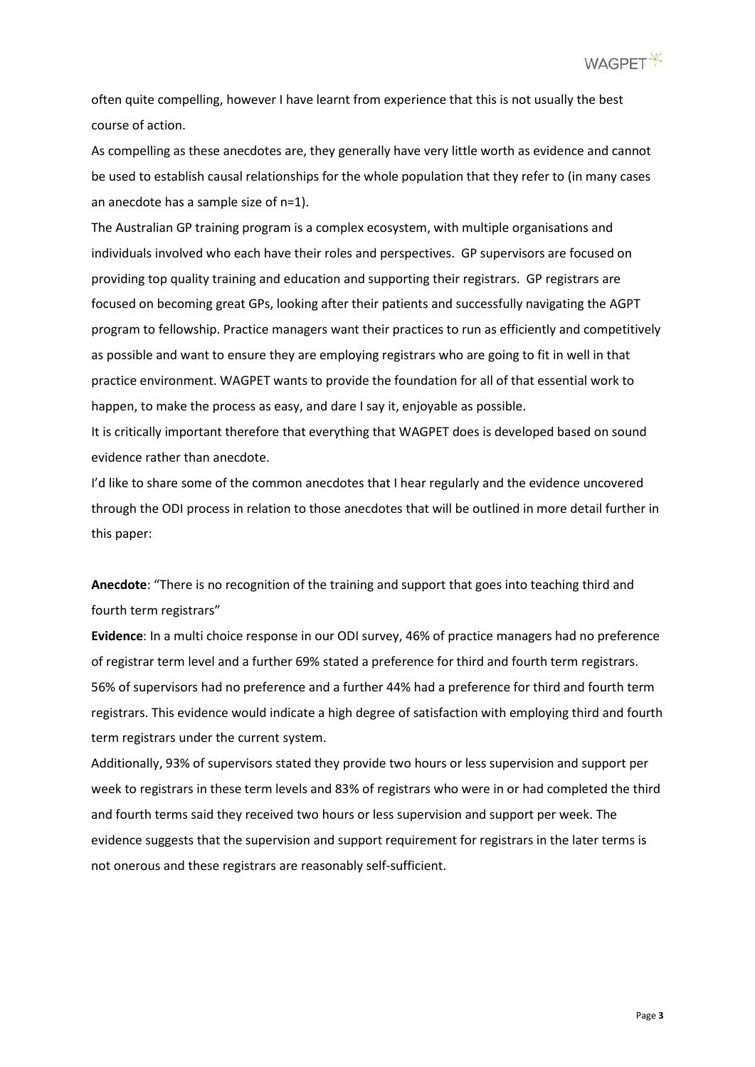often quite compelling, however I have learnt from experience that this is not usually the best course of action.

As compelling as these anecdotes are, they generally have very little worth as evidence and cannot be used to establish causal relationships for the whole population that they refer to (in many cases an anecdote has a sample size of n=1).

The Australian GP training program is a complex ecosystem, with multiple organisations and individuals involved who each have their roles and perspectives. GP supervisors are focused on providing top quality training and education and supporting their registrars. GP registrars are focused on becoming great GPs, looking after their patients and successfully navigating the AGPT program to fellowship. Practice managers want their practices to run as efficiently and competitively as possible and want to ensure they are employing registrars who are going to fit in well in that practice environment. WAGPET wants to provide the foundation for all of that essential work to happen, to make the process as easy, and dare I say it, enjoyable as possible.

It is critically important therefore that everything that WAGPET does is developed based on sound evidence rather than anecdote.

I'd like to share some of the common anecdotes that I hear regularly and the evidence uncovered through the ODI process in relation to those anecdotes that will be outlined in more detail further in this paper:

**Anecdote**: "There is no recognition of the training and support that goes into teaching third and fourth term registrars"

**Evidence**: In a multi choice response in our ODI survey, 46% of practice managers had no preference of registrar term level and a further 69% stated a preference for third and fourth term registrars. 56% of supervisors had no preference and a further 44% had a preference for third and fourth term registrars. This evidence would indicate a high degree of satisfaction with employing third and fourth term registrars under the current system.

Additionally, 93% of supervisors stated they provide two hours or less supervision and support per week to registrars in these term levels and 83% of registrars who were in or had completed the third and fourth terms said they received two hours or less supervision and support per week. The evidence suggests that the supervision and support requirement for registrars in the later terms is not onerous and these registrars are reasonably self-sufficient.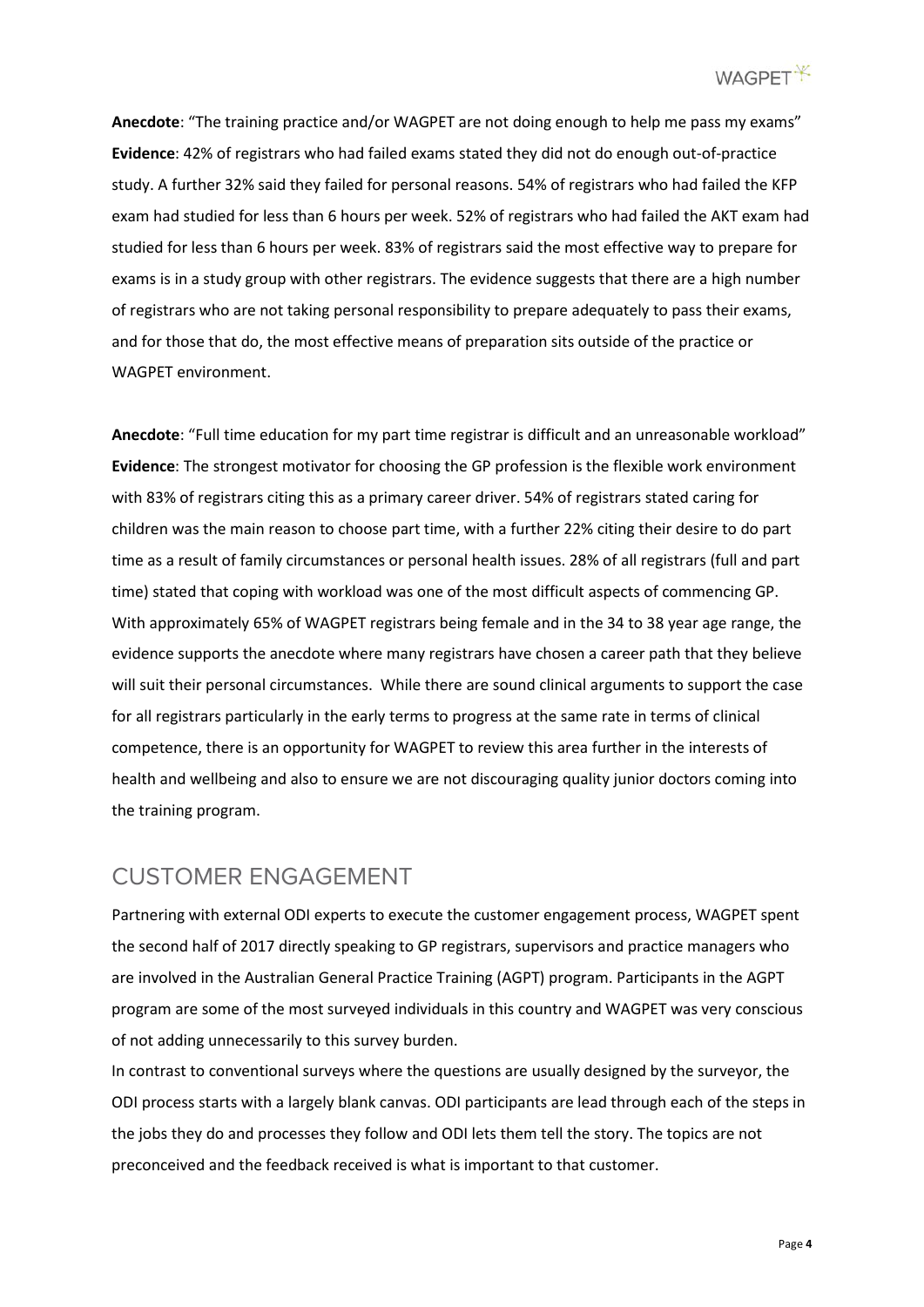**Anecdote**: "The training practice and/or WAGPET are not doing enough to help me pass my exams"
**Evidence**: 42% of registrars who had failed exams stated they did not do enough out-of-practice study. A further 32% said they failed for personal reasons. 54% of registrars who had failed the KFP exam had studied for less than 6 hours per week. 52% of registrars who had failed the AKT exam had studied for less than 6 hours per week. 83% of registrars said the most effective way to prepare for exams is in a study group with other registrars. The evidence suggests that there are a high number of registrars who are not taking personal responsibility to prepare adequately to pass their exams, and for those that do, the most effective means of preparation sits outside of the practice or WAGPET environment.

**Anecdote**: "Full time education for my part time registrar is difficult and an unreasonable workload"
**Evidence**: The strongest motivator for choosing the GP profession is the flexible work environment with 83% of registrars citing this as a primary career driver. 54% of registrars stated caring for children was the main reason to choose part time, with a further 22% citing their desire to do part time as a result of family circumstances or personal health issues. 28% of all registrars (full and part time) stated that coping with workload was one of the most difficult aspects of commencing GP. With approximately 65% of WAGPET registrars being female and in the 34 to 38 year age range, the evidence supports the anecdote where many registrars have chosen a career path that they believe will suit their personal circumstances. While there are sound clinical arguments to support the case for all registrars particularly in the early terms to progress at the same rate in terms of clinical competence, there is an opportunity for WAGPET to review this area further in the interests of health and wellbeing and also to ensure we are not discouraging quality junior doctors coming into the training program.

## CUSTOMER ENGAGEMENT

Partnering with external ODI experts to execute the customer engagement process, WAGPET spent the second half of 2017 directly speaking to GP registrars, supervisors and practice managers who are involved in the Australian General Practice Training (AGPT) program. Participants in the AGPT program are some of the most surveyed individuals in this country and WAGPET was very conscious of not adding unnecessarily to this survey burden.

In contrast to conventional surveys where the questions are usually designed by the surveyor, the ODI process starts with a largely blank canvas. ODI participants are lead through each of the steps in the jobs they do and processes they follow and ODI lets them tell the story. The topics are not preconceived and the feedback received is what is important to that customer.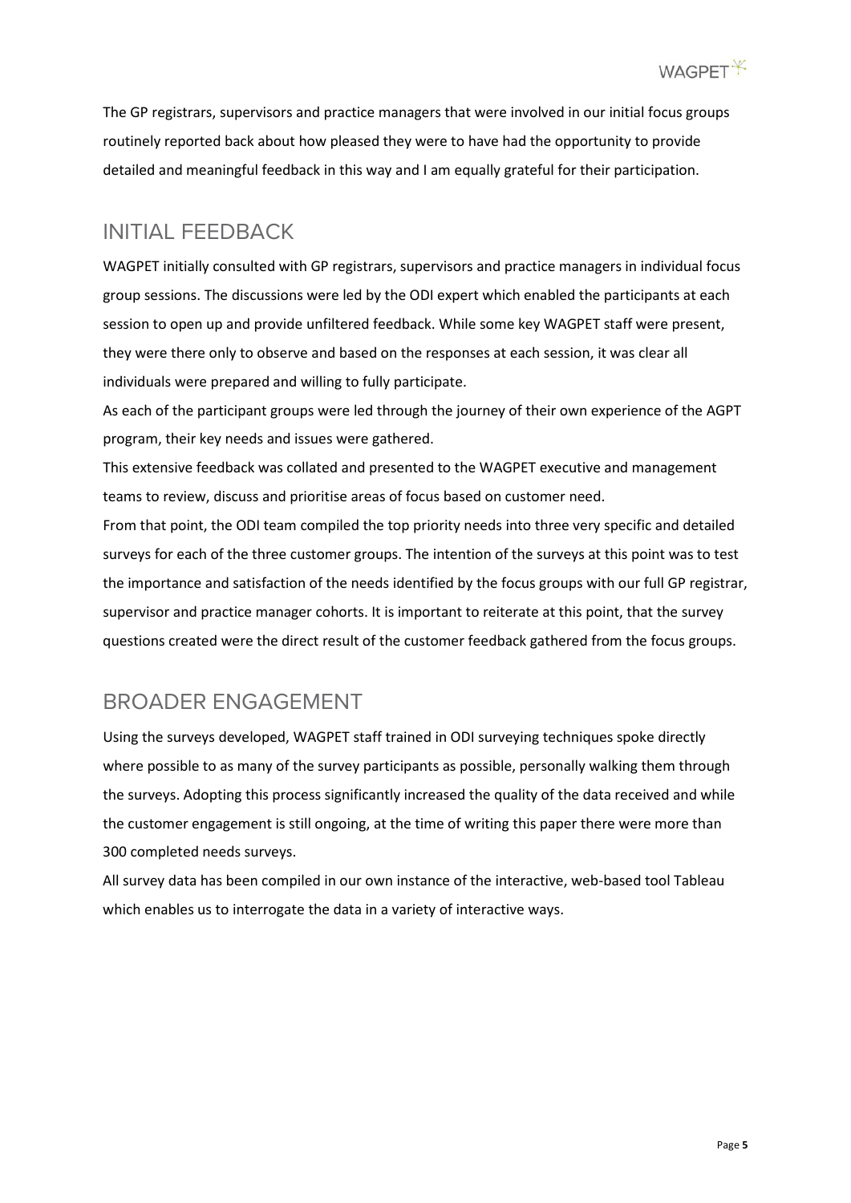The GP registrars, supervisors and practice managers that were involved in our initial focus groups routinely reported back about how pleased they were to have had the opportunity to provide detailed and meaningful feedback in this way and I am equally grateful for their participation.

## INITIAL FEEDBACK

WAGPET initially consulted with GP registrars, supervisors and practice managers in individual focus group sessions. The discussions were led by the ODI expert which enabled the participants at each session to open up and provide unfiltered feedback. While some key WAGPET staff were present, they were there only to observe and based on the responses at each session, it was clear all individuals were prepared and willing to fully participate.

As each of the participant groups were led through the journey of their own experience of the AGPT program, their key needs and issues were gathered.

This extensive feedback was collated and presented to the WAGPET executive and management teams to review, discuss and prioritise areas of focus based on customer need.

From that point, the ODI team compiled the top priority needs into three very specific and detailed surveys for each of the three customer groups. The intention of the surveys at this point was to test the importance and satisfaction of the needs identified by the focus groups with our full GP registrar, supervisor and practice manager cohorts. It is important to reiterate at this point, that the survey questions created were the direct result of the customer feedback gathered from the focus groups.

## BROADER ENGAGEMENT

Using the surveys developed, WAGPET staff trained in ODI surveying techniques spoke directly where possible to as many of the survey participants as possible, personally walking them through the surveys. Adopting this process significantly increased the quality of the data received and while the customer engagement is still ongoing, at the time of writing this paper there were more than 300 completed needs surveys.

All survey data has been compiled in our own instance of the interactive, web-based tool Tableau which enables us to interrogate the data in a variety of interactive ways.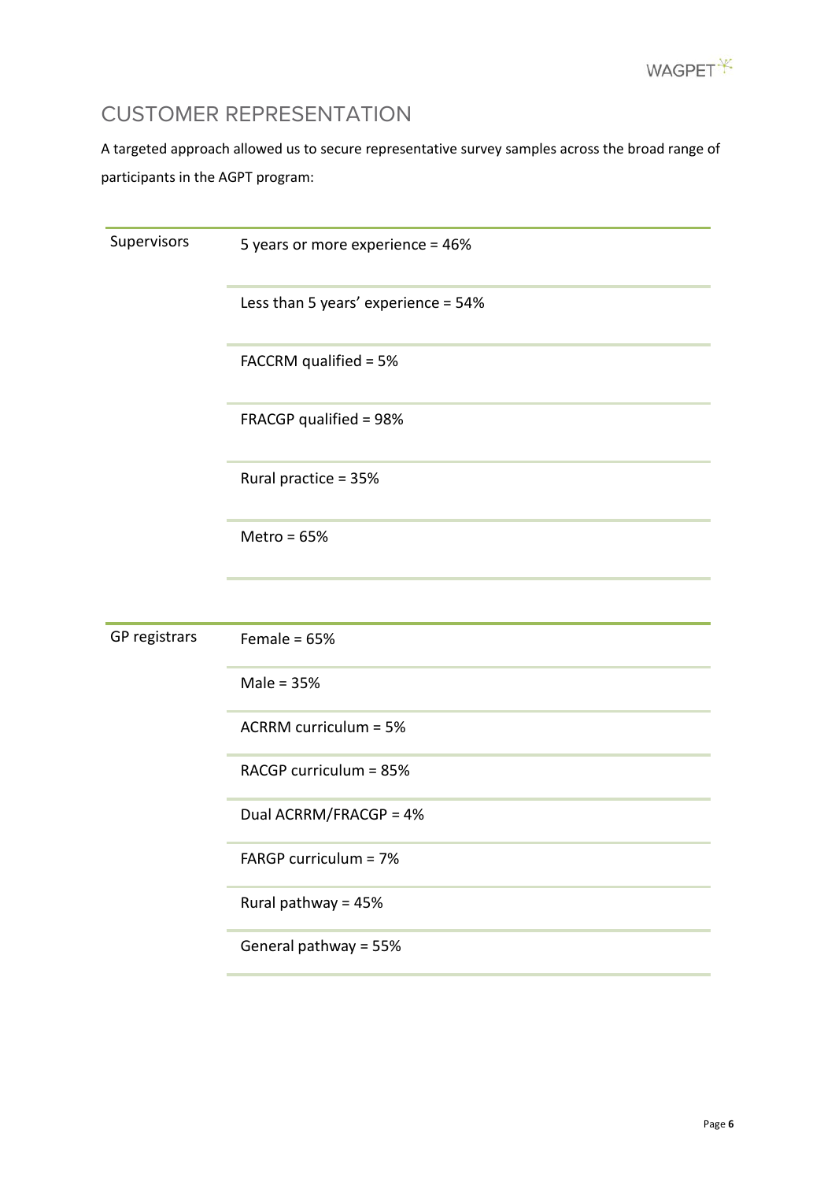## CUSTOMER REPRESENTATION

A targeted approach allowed us to secure representative survey samples across the broad range of participants in the AGPT program:

| | |
|---|---|
| Supervisors | 5 years or more experience = 46% |
| | Less than 5 years' experience = 54% |
| | FACCRM qualified = 5% |
| | FRACGP qualified = 98% |
| | Rural practice = 35% |
| | Metro = 65% |
| GP registrars | Female = 65% |
| | Male = 35% |
| | ACRRM curriculum = 5% |
| | RACGP curriculum = 85% |
| | Dual ACRRM/FRACGP = 4% |
| | FARGP curriculum = 7% |
| | Rural pathway = 45% |
| | General pathway = 55% |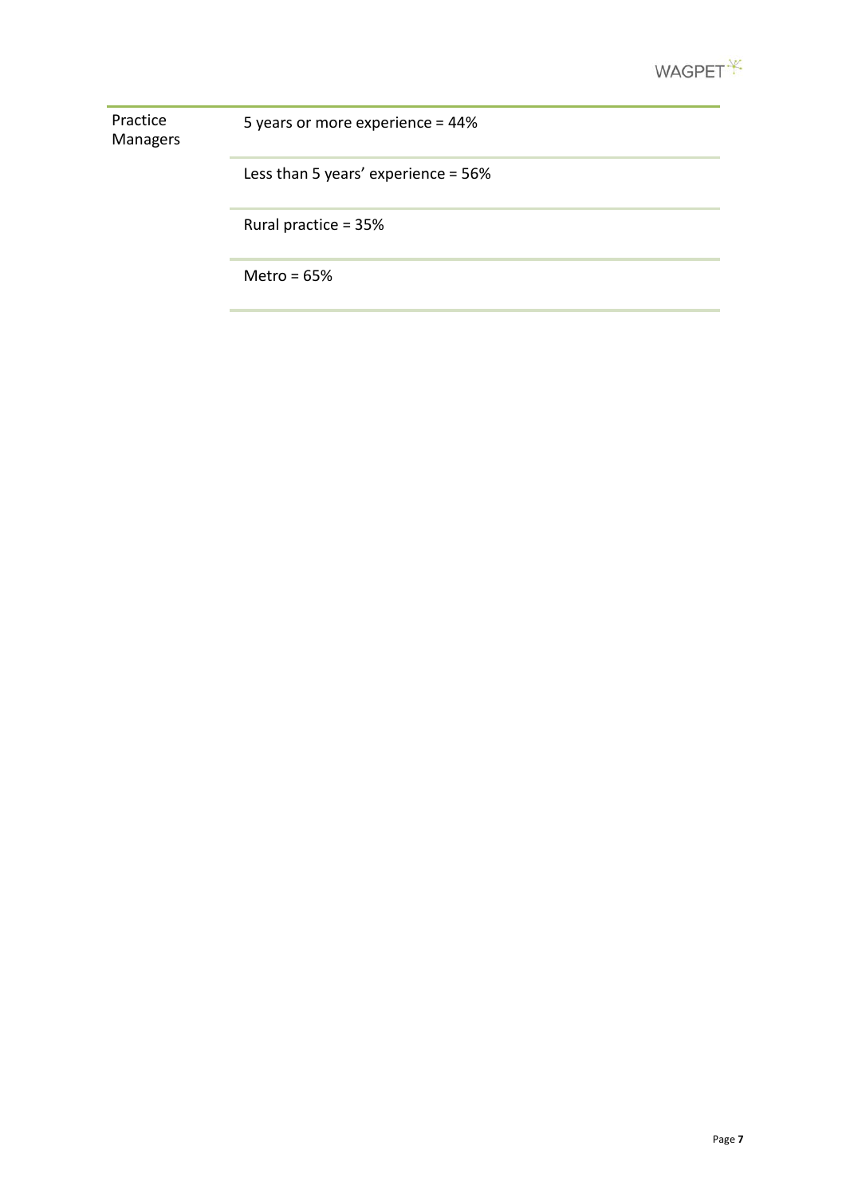| | |
|---|---|
| Practice Managers | 5 years or more experience = 44% |
| | Less than 5 years' experience = 56% |
| | Rural practice = 35% |
| | Metro = 65% |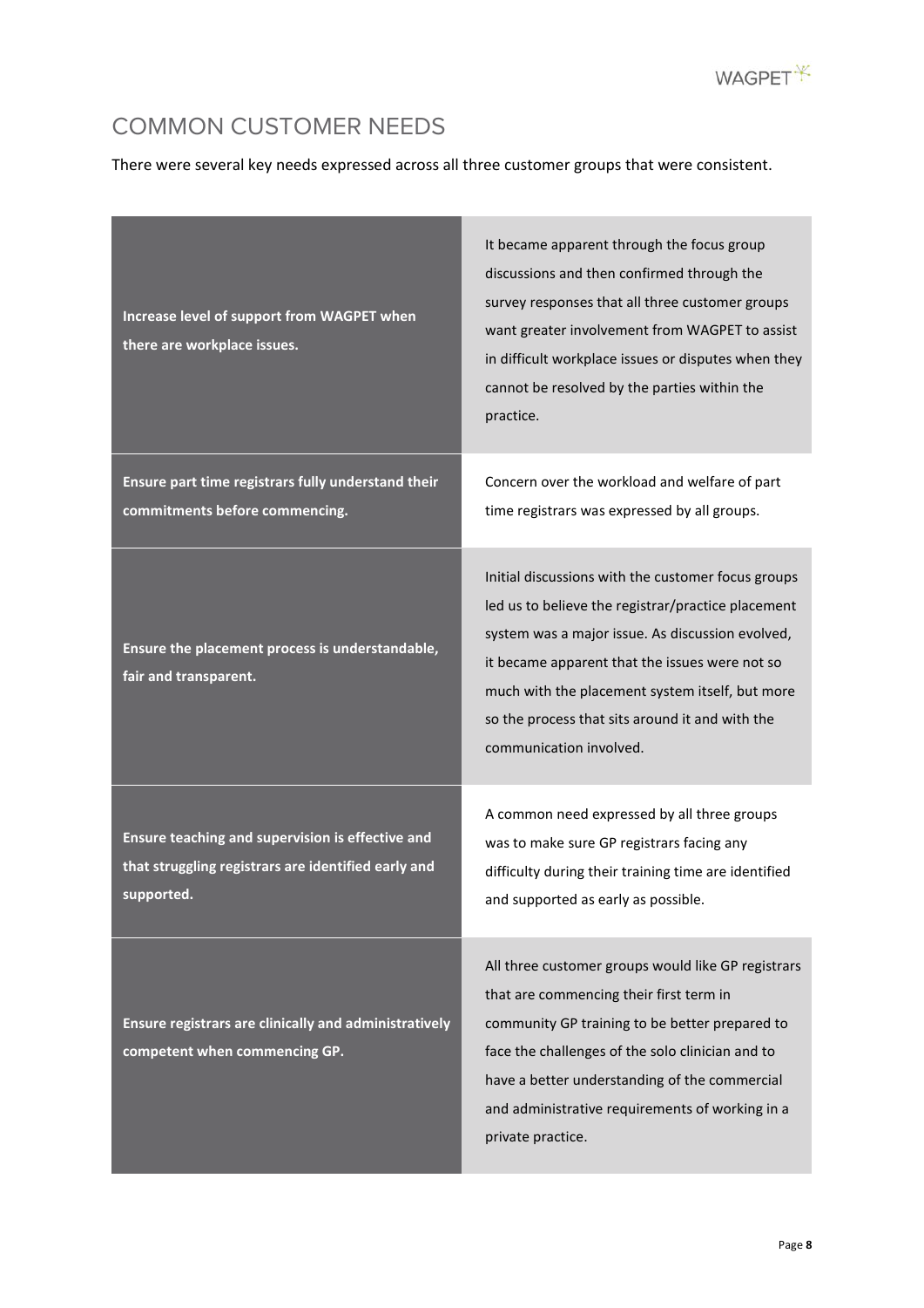## COMMON CUSTOMER NEEDS

There were several key needs expressed across all three customer groups that were consistent.

| Need | Description |
| --- | --- |
| **Increase level of support from WAGPET when there are workplace issues.** | It became apparent through the focus group discussions and then confirmed through the survey responses that all three customer groups want greater involvement from WAGPET to assist in difficult workplace issues or disputes when they cannot be resolved by the parties within the practice. |
| **Ensure part time registrars fully understand their commitments before commencing.** | Concern over the workload and welfare of part time registrars was expressed by all groups. |
| **Ensure the placement process is understandable, fair and transparent.** | Initial discussions with the customer focus groups led us to believe the registrar/practice placement system was a major issue. As discussion evolved, it became apparent that the issues were not so much with the placement system itself, but more so the process that sits around it and with the communication involved. |
| **Ensure teaching and supervision is effective and that struggling registrars are identified early and supported.** | A common need expressed by all three groups was to make sure GP registrars facing any difficulty during their training time are identified and supported as early as possible. |
| **Ensure registrars are clinically and administratively competent when commencing GP.** | All three customer groups would like GP registrars that are commencing their first term in community GP training to be better prepared to face the challenges of the solo clinician and to have a better understanding of the commercial and administrative requirements of working in a private practice. |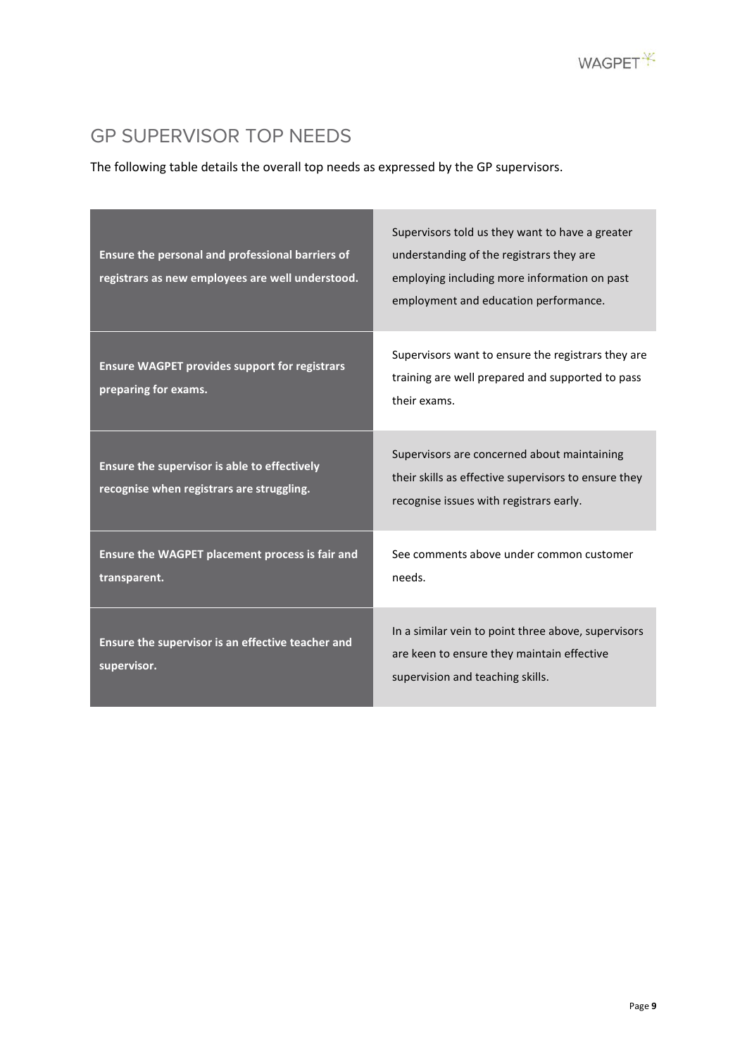## GP SUPERVISOR TOP NEEDS

The following table details the overall top needs as expressed by the GP supervisors.

| | |
|---|---|
| **Ensure the personal and professional barriers of registrars as new employees are well understood.** | Supervisors told us they want to have a greater understanding of the registrars they are employing including more information on past employment and education performance. |
| **Ensure WAGPET provides support for registrars preparing for exams.** | Supervisors want to ensure the registrars they are training are well prepared and supported to pass their exams. |
| **Ensure the supervisor is able to effectively recognise when registrars are struggling.** | Supervisors are concerned about maintaining their skills as effective supervisors to ensure they recognise issues with registrars early. |
| **Ensure the WAGPET placement process is fair and transparent.** | See comments above under common customer needs. |
| **Ensure the supervisor is an effective teacher and supervisor.** | In a similar vein to point three above, supervisors are keen to ensure they maintain effective supervision and teaching skills. |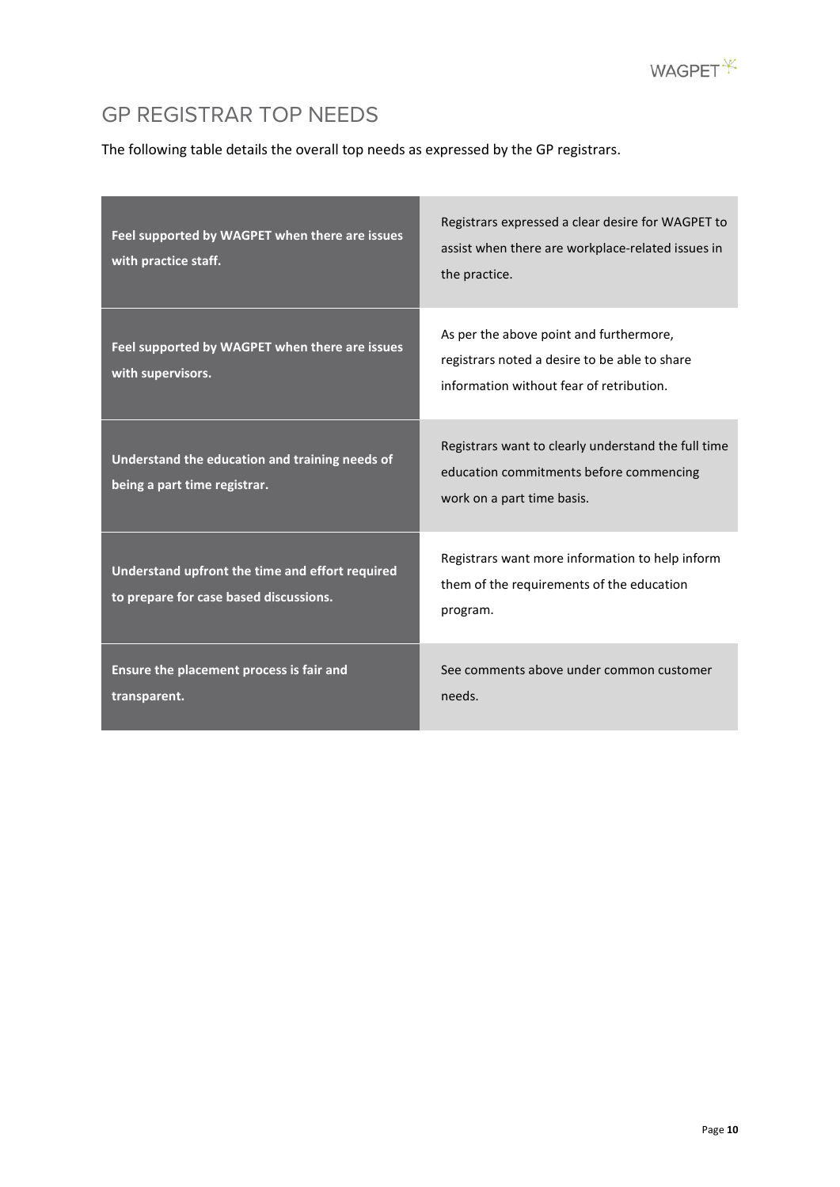## GP REGISTRAR TOP NEEDS

The following table details the overall top needs as expressed by the GP registrars.

| | |
|---|---|
| **Feel supported by WAGPET when there are issues with practice staff.** | Registrars expressed a clear desire for WAGPET to assist when there are workplace-related issues in the practice. |
| **Feel supported by WAGPET when there are issues with supervisors.** | As per the above point and furthermore, registrars noted a desire to be able to share information without fear of retribution. |
| **Understand the education and training needs of being a part time registrar.** | Registrars want to clearly understand the full time education commitments before commencing work on a part time basis. |
| **Understand upfront the time and effort required to prepare for case based discussions.** | Registrars want more information to help inform them of the requirements of the education program. |
| **Ensure the placement process is fair and transparent.** | See comments above under common customer needs. |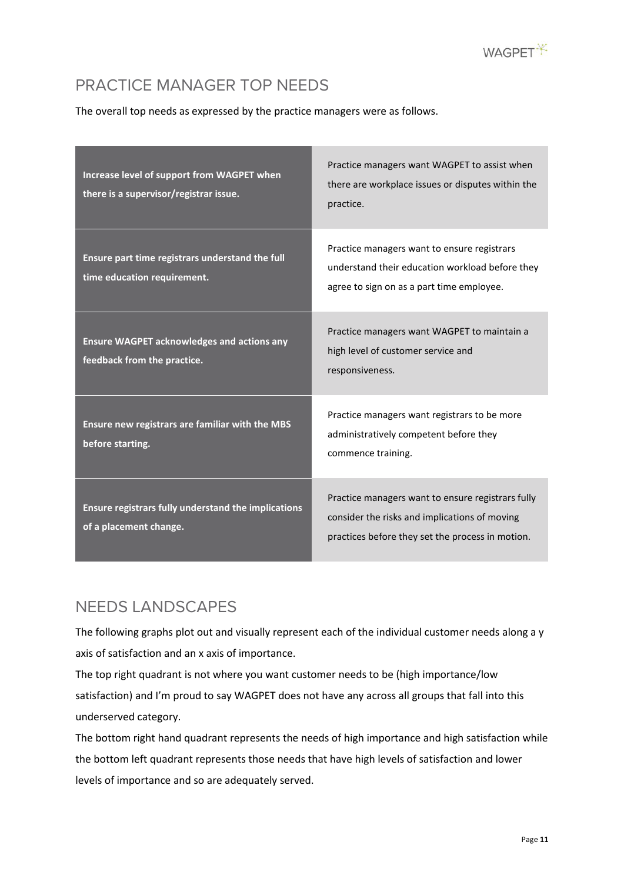## PRACTICE MANAGER TOP NEEDS

The overall top needs as expressed by the practice managers were as follows.

| | |
|---|---|
| **Increase level of support from WAGPET when there is a supervisor/registrar issue.** | Practice managers want WAGPET to assist when there are workplace issues or disputes within the practice. |
| **Ensure part time registrars understand the full time education requirement.** | Practice managers want to ensure registrars understand their education workload before they agree to sign on as a part time employee. |
| **Ensure WAGPET acknowledges and actions any feedback from the practice.** | Practice managers want WAGPET to maintain a high level of customer service and responsiveness. |
| **Ensure new registrars are familiar with the MBS before starting.** | Practice managers want registrars to be more administratively competent before they commence training. |
| **Ensure registrars fully understand the implications of a placement change.** | Practice managers want to ensure registrars fully consider the risks and implications of moving practices before they set the process in motion. |

## NEEDS LANDSCAPES

The following graphs plot out and visually represent each of the individual customer needs along a y axis of satisfaction and an x axis of importance.

The top right quadrant is not where you want customer needs to be (high importance/low satisfaction) and I'm proud to say WAGPET does not have any across all groups that fall into this underserved category.

The bottom right hand quadrant represents the needs of high importance and high satisfaction while the bottom left quadrant represents those needs that have high levels of satisfaction and lower levels of importance and so are adequately served.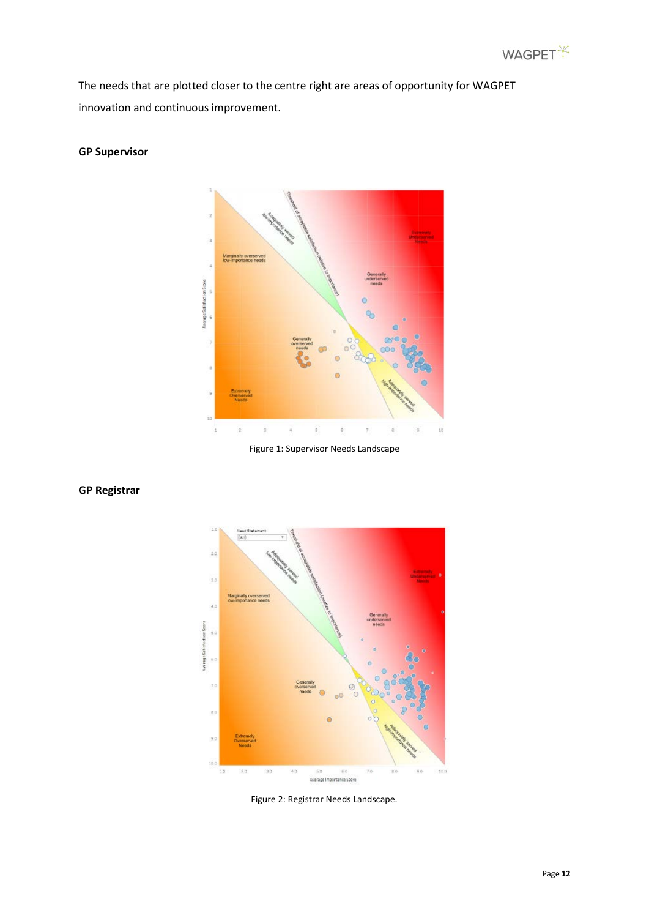The needs that are plotted closer to the centre right are areas of opportunity for WAGPET innovation and continuous improvement.

**GP Supervisor**

Figure 1: Supervisor Needs Landscape

**GP Registrar**

Figure 2: Registrar Needs Landscape.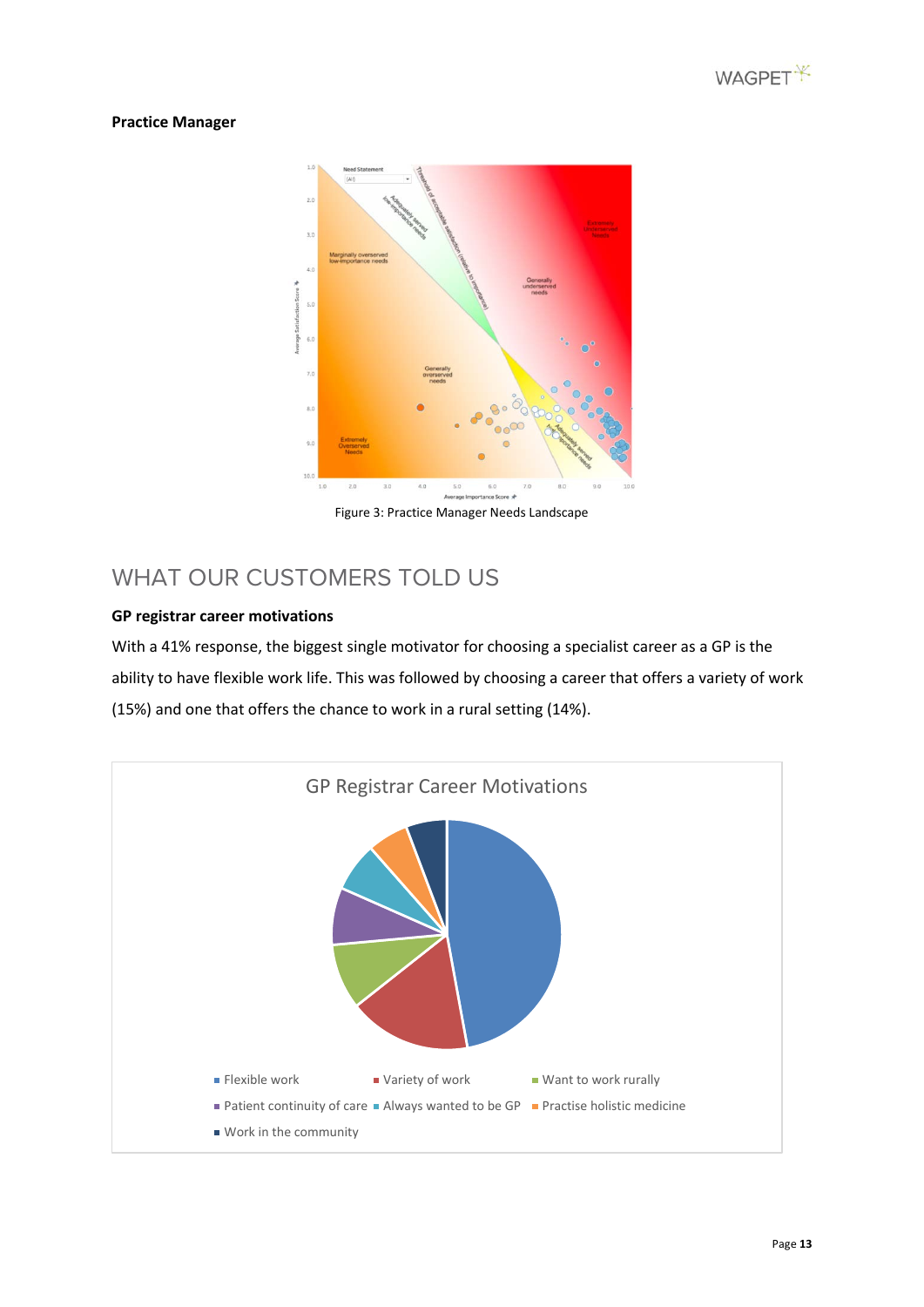**Practice Manager**

Figure 3: Practice Manager Needs Landscape

## WHAT OUR CUSTOMERS TOLD US

**GP registrar career motivations**

With a 41% response, the biggest single motivator for choosing a specialist career as a GP is the ability to have flexible work life. This was followed by choosing a career that offers a variety of work (15%) and one that offers the chance to work in a rural setting (14%).

GP Registrar Career Motivations

- Flexible work
- Variety of work
- Want to work rurally
- Patient continuity of care
- Always wanted to be GP
- Practise holistic medicine
- Work in the community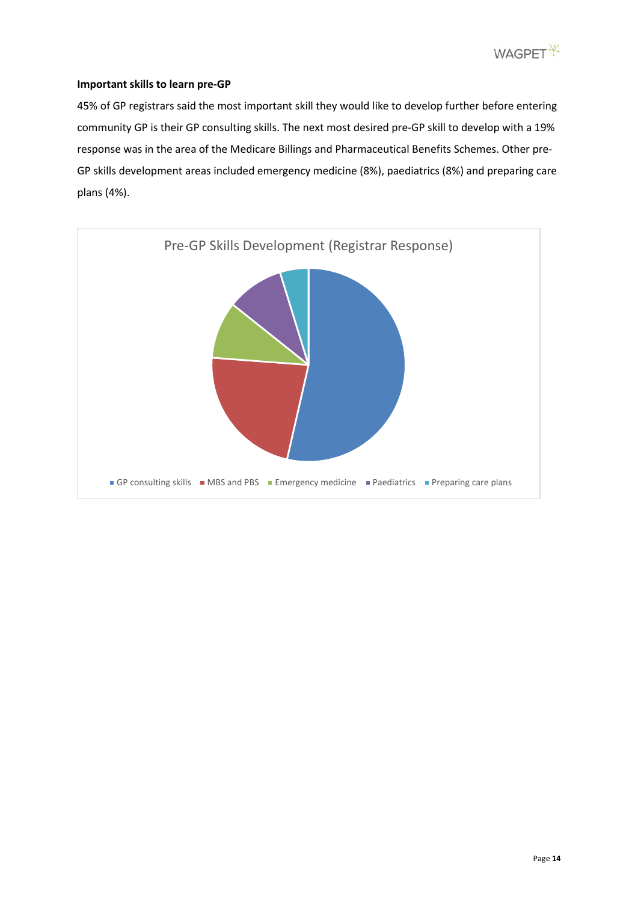**Important skills to learn pre-GP**

45% of GP registrars said the most important skill they would like to develop further before entering community GP is their GP consulting skills. The next most desired pre-GP skill to develop with a 19% response was in the area of the Medicare Billings and Pharmaceutical Benefits Schemes. Other pre-GP skills development areas included emergency medicine (8%), paediatrics (8%) and preparing care plans (4%).

Pre-GP Skills Development (Registrar Response)

GP consulting skills · MBS and PBS · Emergency medicine · Paediatrics · Preparing care plans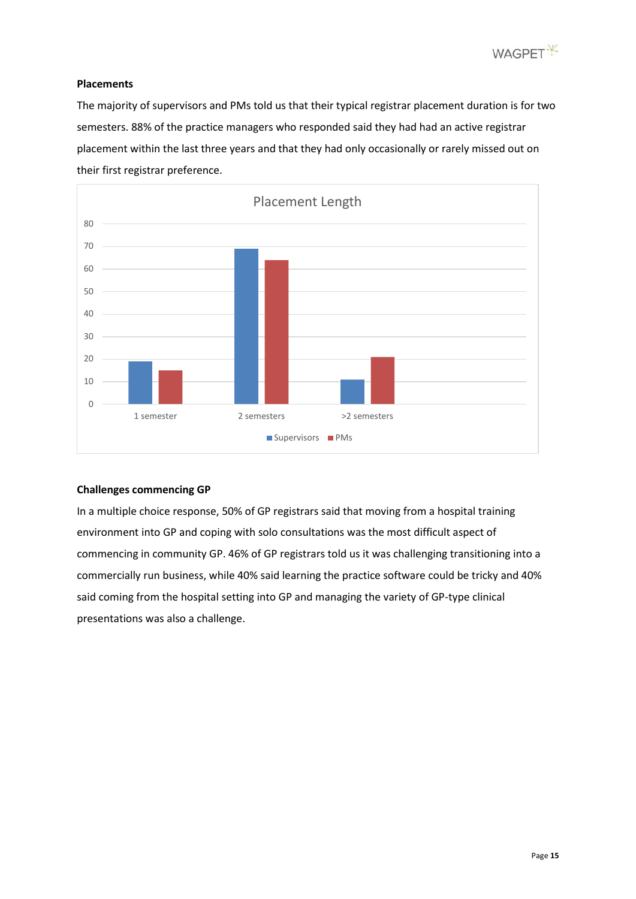**Placements**

The majority of supervisors and PMs told us that their typical registrar placement duration is for two semesters. 88% of the practice managers who responded said they had had an active registrar placement within the last three years and that they had only occasionally or rarely missed out on their first registrar preference.

**Challenges commencing GP**

In a multiple choice response, 50% of GP registrars said that moving from a hospital training environment into GP and coping with solo consultations was the most difficult aspect of commencing in community GP. 46% of GP registrars told us it was challenging transitioning into a commercially run business, while 40% said learning the practice software could be tricky and 40% said coming from the hospital setting into GP and managing the variety of GP-type clinical presentations was also a challenge.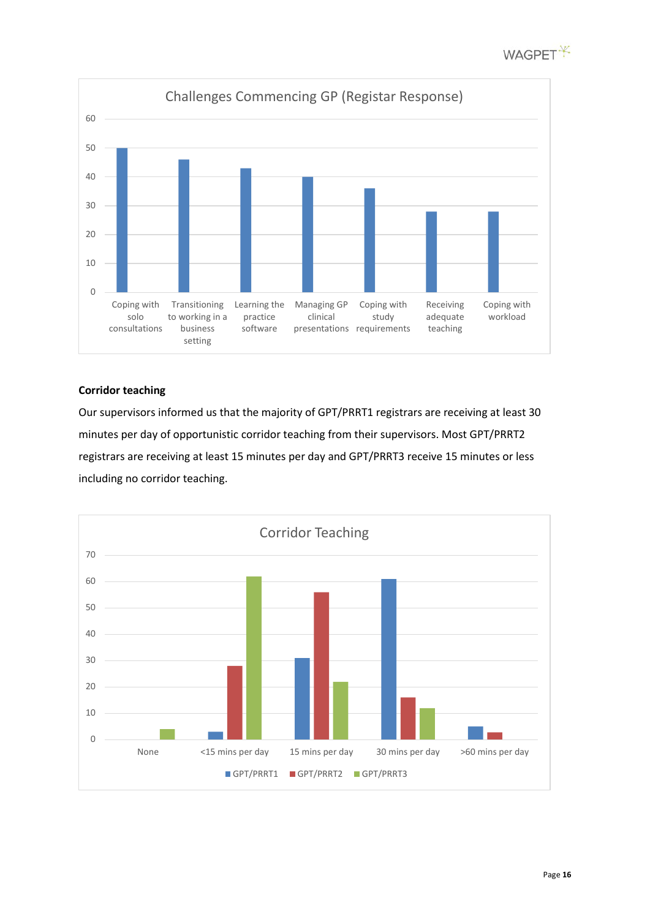Challenges Commencing GP (Registar Response)

| Challenge | Value |
|---|---|
| Coping with solo consultations | 50 |
| Transitioning to working in a business setting | 46 |
| Learning the practice software | 43 |
| Managing GP clinical presentations | 40 |
| Coping with study requirements | 36 |
| Receiving adequate teaching | 28 |
| Coping with workload | 28 |

**Corridor teaching**

Our supervisors informed us that the majority of GPT/PRRT1 registrars are receiving at least 30 minutes per day of opportunistic corridor teaching from their supervisors. Most GPT/PRRT2 registrars are receiving at least 15 minutes per day and GPT/PRRT3 receive 15 minutes or less including no corridor teaching.

Corridor Teaching

| | GPT/PRRT1 | GPT/PRRT2 | GPT/PRRT3 |
|---|---|---|---|
| None | 0 | 0 | 4 |
| <15 mins per day | 3 | 28 | 62 |
| 15 mins per day | 31 | 56 | 22 |
| 30 mins per day | 61 | 16 | 12 |
| >60 mins per day | 5 | 3 | 0 |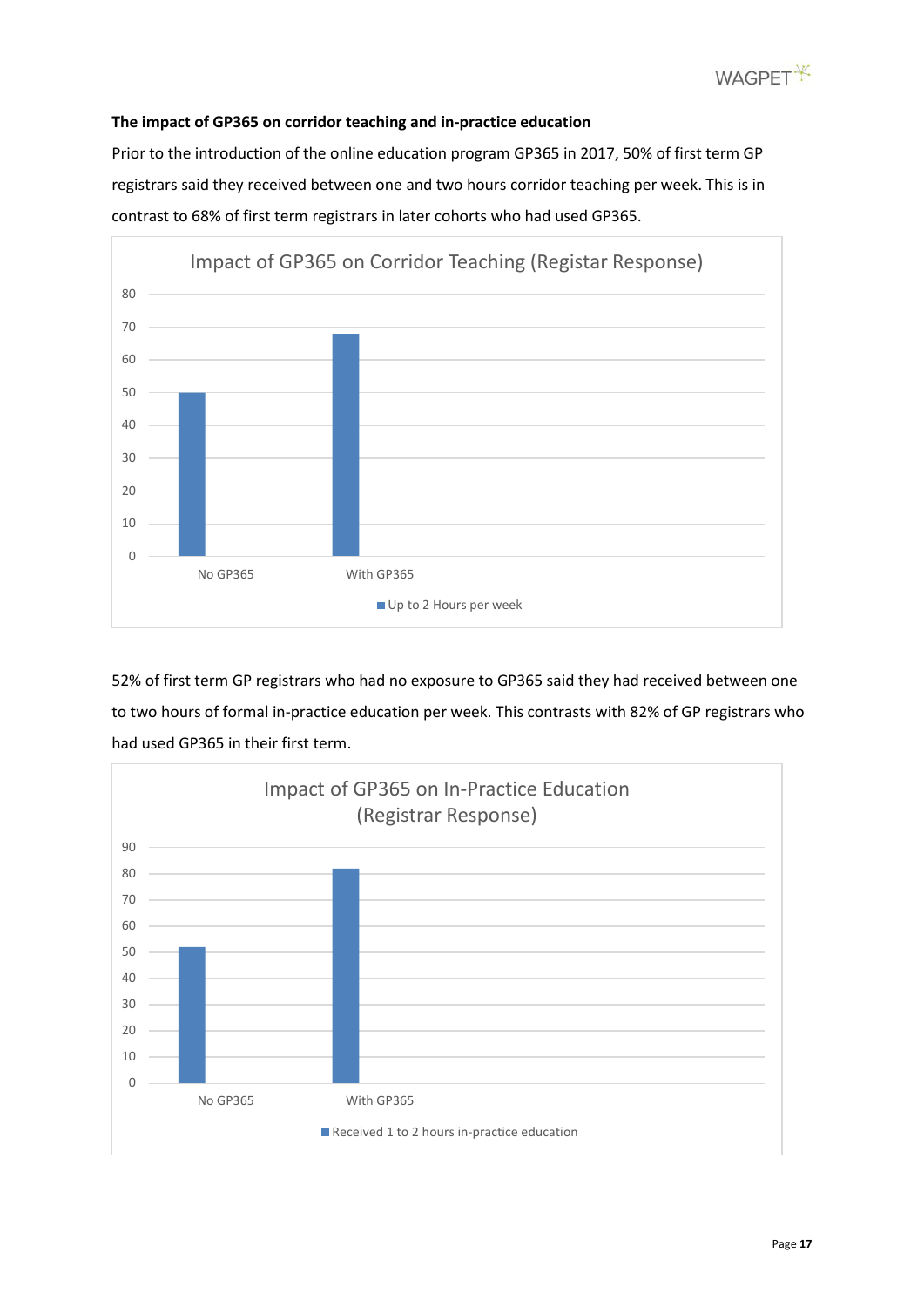**The impact of GP365 on corridor teaching and in-practice education**

Prior to the introduction of the online education program GP365 in 2017, 50% of first term GP registrars said they received between one and two hours corridor teaching per week. This is in contrast to 68% of first term registrars in later cohorts who had used GP365.

Impact of GP365 on Corridor Teaching (Registar Response)

| | Up to 2 Hours per week |
|---|---|
| No GP365 | 50 |
| With GP365 | 68 |

52% of first term GP registrars who had no exposure to GP365 said they had received between one to two hours of formal in-practice education per week. This contrasts with 82% of GP registrars who had used GP365 in their first term.

Impact of GP365 on In-Practice Education (Registrar Response)

| | Received 1 to 2 hours in-practice education |
|---|---|
| No GP365 | 52 |
| With GP365 | 82 |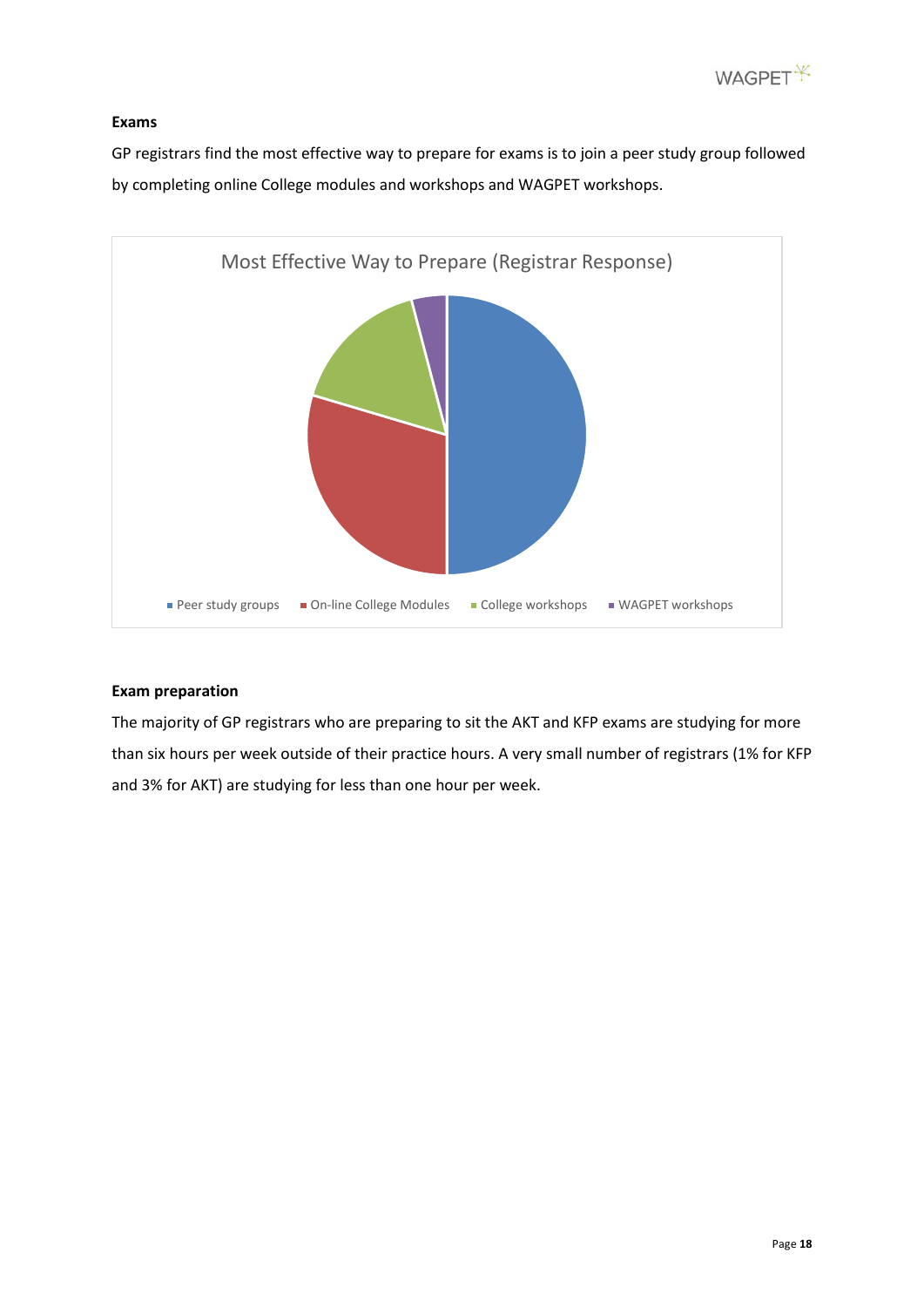**Exams**

GP registrars find the most effective way to prepare for exams is to join a peer study group followed by completing online College modules and workshops and WAGPET workshops.

Most Effective Way to Prepare (Registrar Response)

Peer study groups | On-line College Modules | College workshops | WAGPET workshops

**Exam preparation**

The majority of GP registrars who are preparing to sit the AKT and KFP exams are studying for more than six hours per week outside of their practice hours. A very small number of registrars (1% for KFP and 3% for AKT) are studying for less than one hour per week.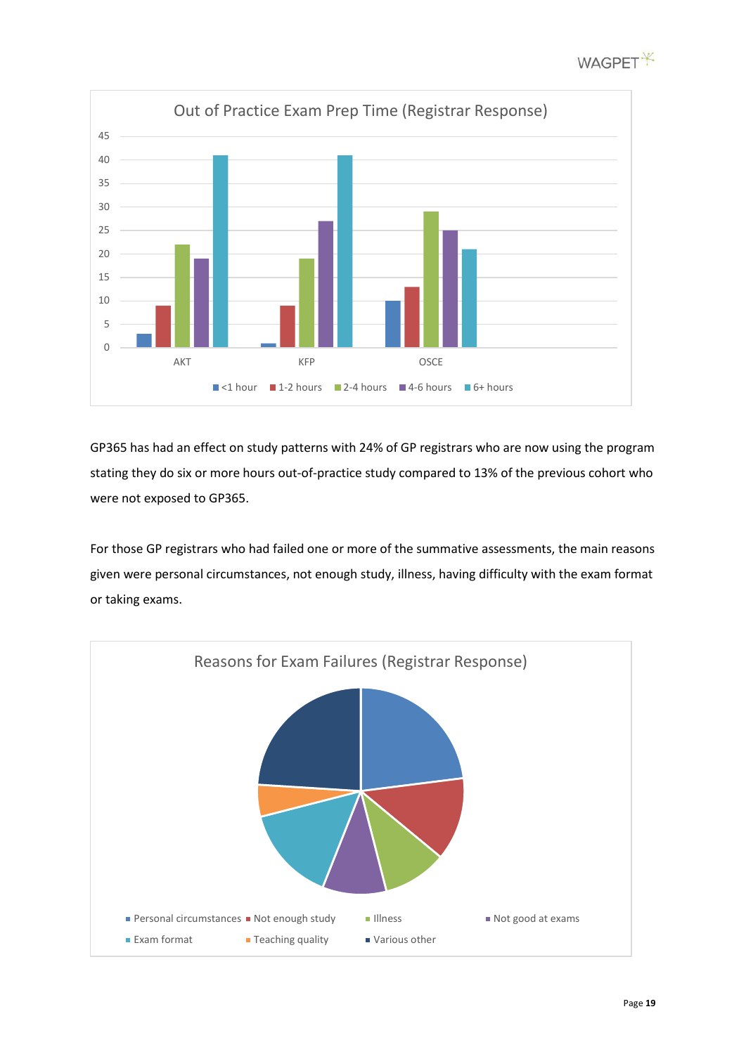Out of Practice Exam Prep Time (Registrar Response)

| | <1 hour | 1-2 hours | 2-4 hours | 4-6 hours | 6+ hours |
|---|---|---|---|---|---|
| AKT | 3 | 9 | 22 | 19 | 41 |
| KFP | 1 | 9 | 19 | 27 | 41 |
| OSCE | 10 | 13 | 29 | 25 | 21 |

GP365 has had an effect on study patterns with 24% of GP registrars who are now using the program stating they do six or more hours out-of-practice study compared to 13% of the previous cohort who were not exposed to GP365.

For those GP registrars who had failed one or more of the summative assessments, the main reasons given were personal circumstances, not enough study, illness, having difficulty with the exam format or taking exams.

Reasons for Exam Failures (Registrar Response)

- Personal circumstances
- Not enough study
- Illness
- Not good at exams
- Exam format
- Teaching quality
- Various other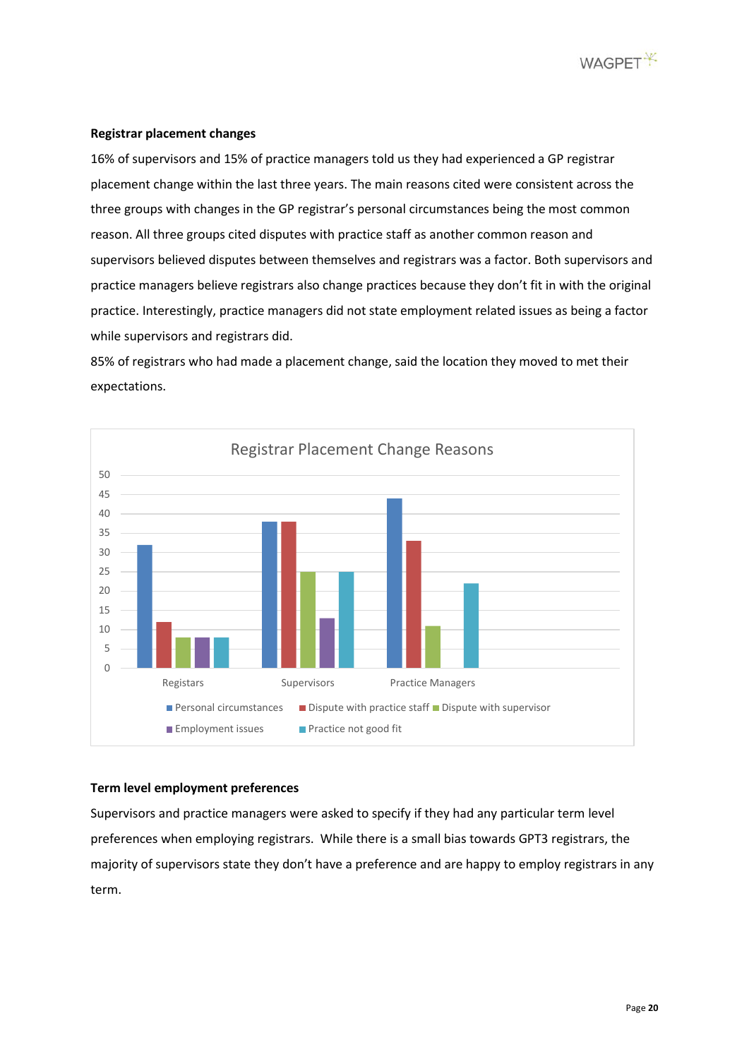**Registrar placement changes**

16% of supervisors and 15% of practice managers told us they had experienced a GP registrar placement change within the last three years. The main reasons cited were consistent across the three groups with changes in the GP registrar's personal circumstances being the most common reason. All three groups cited disputes with practice staff as another common reason and supervisors believed disputes between themselves and registrars was a factor. Both supervisors and practice managers believe registrars also change practices because they don't fit in with the original practice. Interestingly, practice managers did not state employment related issues as being a factor while supervisors and registrars did.

85% of registrars who had made a placement change, said the location they moved to met their expectations.

**Registrar Placement Change Reasons**

| | Personal circumstances | Dispute with practice staff | Dispute with supervisor | Employment issues | Practice not good fit |
|---|---|---|---|---|---|
| Registars | 32 | 12 | 8 | 8 | 8 |
| Supervisors | 38 | 38 | 25 | 13 | 25 |
| Practice Managers | 44 | 33 | 11 | | 22 |

**Term level employment preferences**

Supervisors and practice managers were asked to specify if they had any particular term level preferences when employing registrars. While there is a small bias towards GPT3 registrars, the majority of supervisors state they don't have a preference and are happy to employ registrars in any term.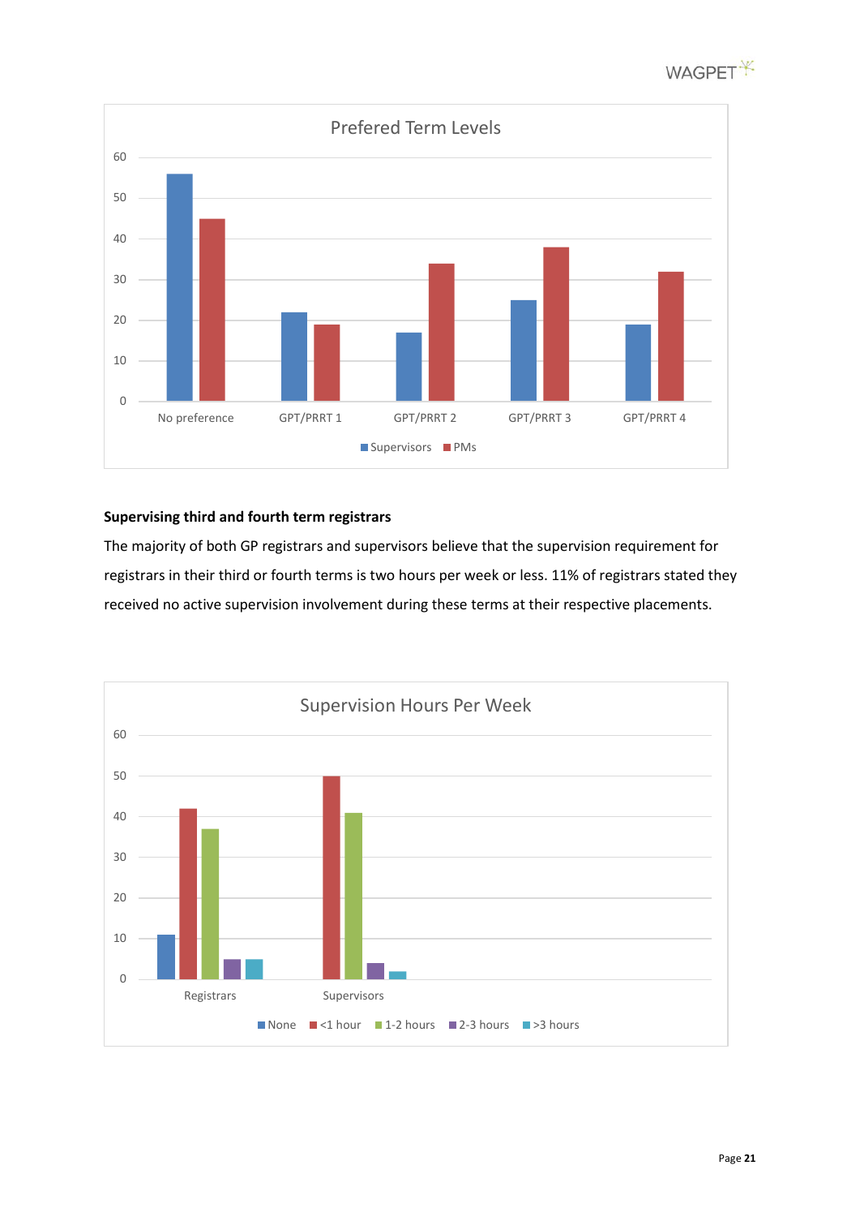**Prefered Term Levels**

| | No preference | GPT/PRRT 1 | GPT/PRRT 2 | GPT/PRRT 3 | GPT/PRRT 4 |
|---|---|---|---|---|---|
| Supervisors | 56 | 22 | 17 | 25 | 19 |
| PMs | 45 | 19 | 34 | 38 | 32 |

**Supervising third and fourth term registrars**

The majority of both GP registrars and supervisors believe that the supervision requirement for registrars in their third or fourth terms is two hours per week or less. 11% of registrars stated they received no active supervision involvement during these terms at their respective placements.

**Supervision Hours Per Week**

| | None | <1 hour | 1-2 hours | 2-3 hours | >3 hours |
|---|---|---|---|---|---|
| Registrars | 11 | 42 | 37 | 5 | 5 |
| Supervisors | | 50 | 41 | 4 | 2 |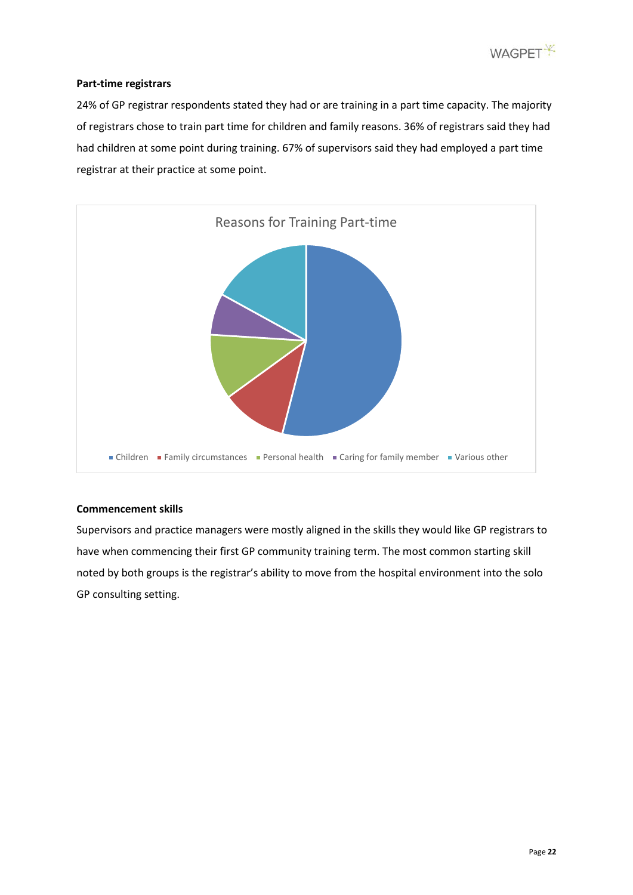### Part-time registrars

24% of GP registrar respondents stated they had or are training in a part time capacity. The majority of registrars chose to train part time for children and family reasons. 36% of registrars said they had had children at some point during training. 67% of supervisors said they had employed a part time registrar at their practice at some point.

Reasons for Training Part-time

Children · Family circumstances · Personal health · Caring for family member · Various other

### Commencement skills

Supervisors and practice managers were mostly aligned in the skills they would like GP registrars to have when commencing their first GP community training term. The most common starting skill noted by both groups is the registrar's ability to move from the hospital environment into the solo GP consulting setting.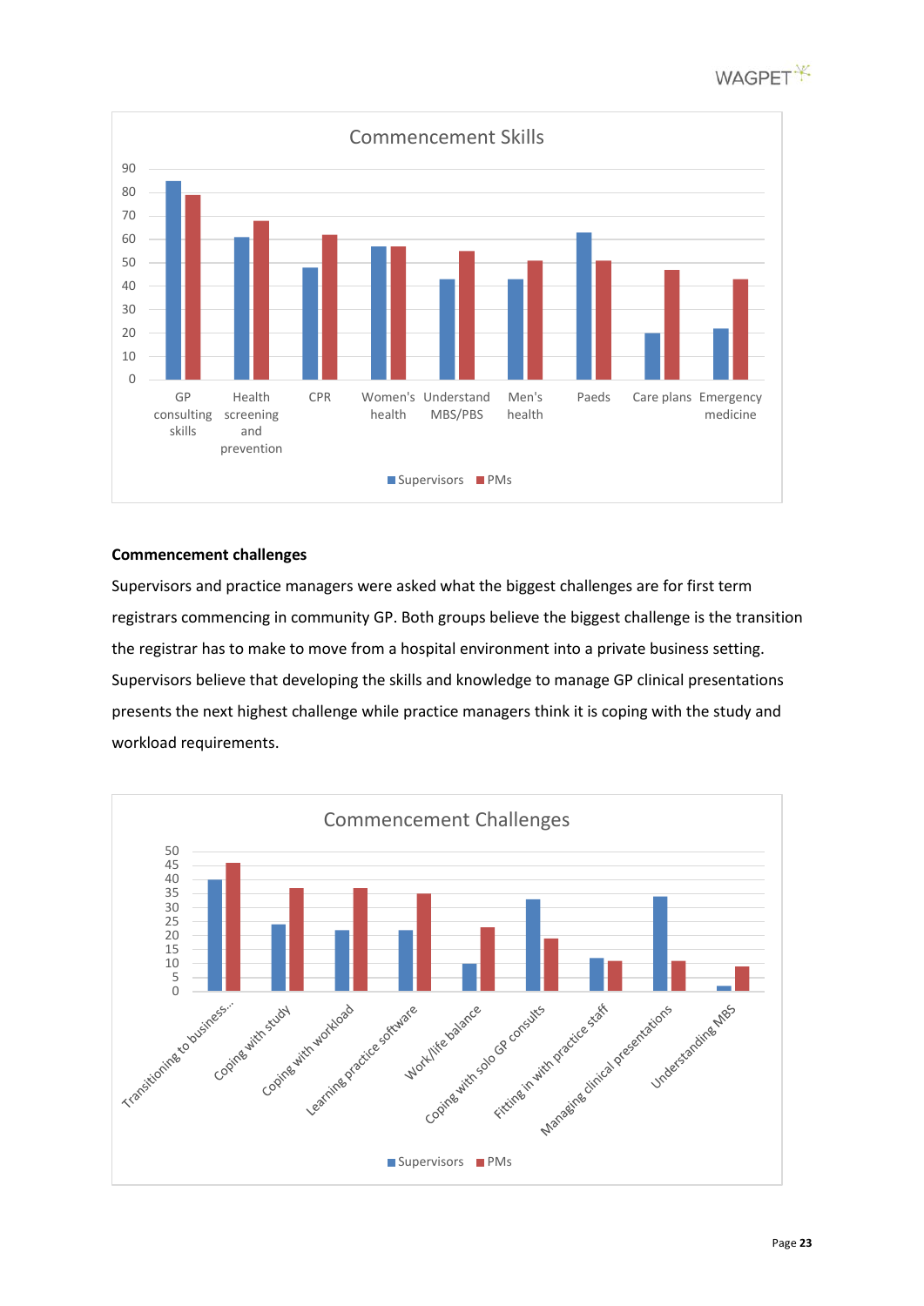**Commencement Skills**

GP consulting skills | Health screening and prevention | CPR | Women's health | Understand MBS/PBS | Men's health | Paeds | Care plans | Emergency medicine

Supervisors | PMs

**Commencement challenges**

Supervisors and practice managers were asked what the biggest challenges are for first term registrars commencing in community GP. Both groups believe the biggest challenge is the transition the registrar has to make to move from a hospital environment into a private business setting. Supervisors believe that developing the skills and knowledge to manage GP clinical presentations presents the next highest challenge while practice managers think it is coping with the study and workload requirements.

**Commencement Challenges**

Transitioning to business... | Coping with study | Coping with workload | Learning practice software | Work/life balance | Coping with solo GP consults | Fitting in with practice staff | Managing clinical presentations | Understanding MBS

Supervisors | PMs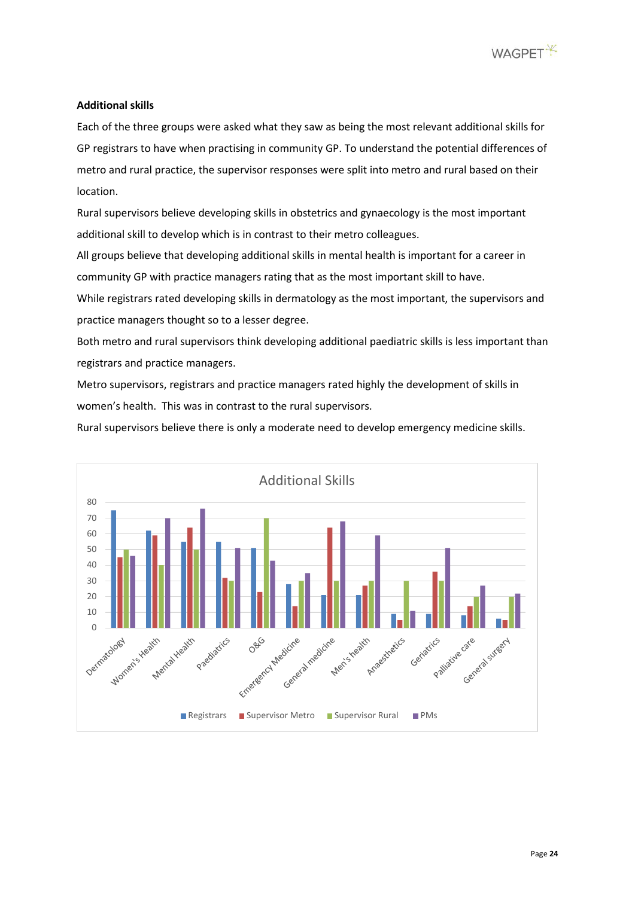**Additional skills**

Each of the three groups were asked what they saw as being the most relevant additional skills for GP registrars to have when practising in community GP. To understand the potential differences of metro and rural practice, the supervisor responses were split into metro and rural based on their location.

Rural supervisors believe developing skills in obstetrics and gynaecology is the most important additional skill to develop which is in contrast to their metro colleagues.

All groups believe that developing additional skills in mental health is important for a career in community GP with practice managers rating that as the most important skill to have.

While registrars rated developing skills in dermatology as the most important, the supervisors and practice managers thought so to a lesser degree.

Both metro and rural supervisors think developing additional paediatric skills is less important than registrars and practice managers.

Metro supervisors, registrars and practice managers rated highly the development of skills in women's health. This was in contrast to the rural supervisors.

Rural supervisors believe there is only a moderate need to develop emergency medicine skills.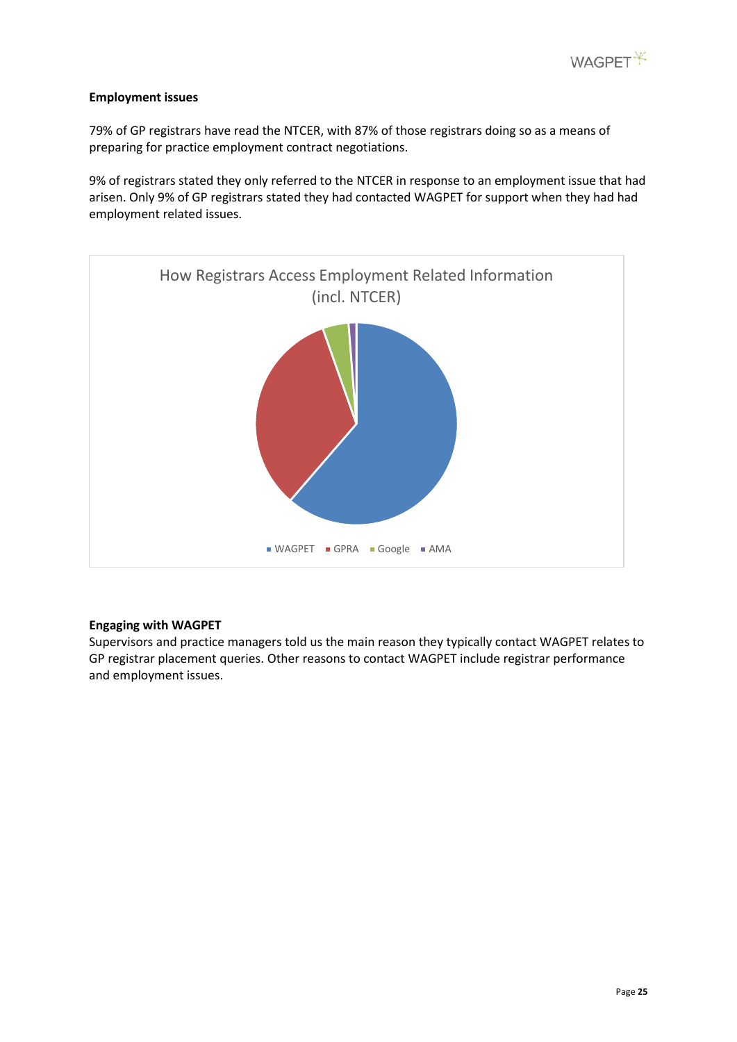**Employment issues**

79% of GP registrars have read the NTCER, with 87% of those registrars doing so as a means of preparing for practice employment contract negotiations.

9% of registrars stated they only referred to the NTCER in response to an employment issue that had arisen. Only 9% of GP registrars stated they had contacted WAGPET for support when they had had employment related issues.

How Registrars Access Employment Related Information (incl. NTCER)

WAGPET GPRA Google AMA

**Engaging with WAGPET**

Supervisors and practice managers told us the main reason they typically contact WAGPET relates to GP registrar placement queries. Other reasons to contact WAGPET include registrar performance and employment issues.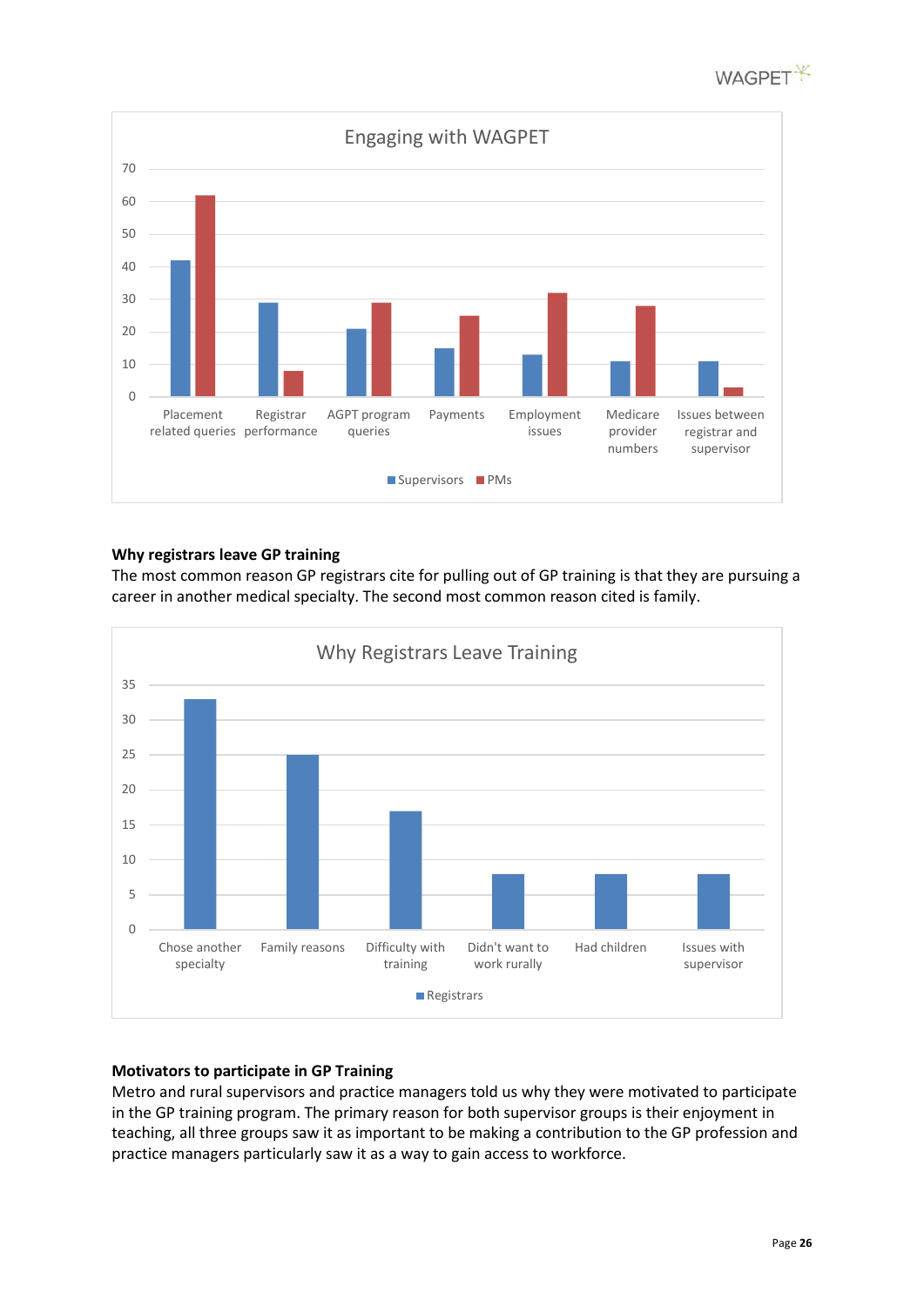## Why registrars leave GP training

The most common reason GP registrars cite for pulling out of GP training is that they are pursuing a career in another medical specialty. The second most common reason cited is family.

## Motivators to participate in GP Training

Metro and rural supervisors and practice managers told us why they were motivated to participate in the GP training program. The primary reason for both supervisor groups is their enjoyment in teaching, all three groups saw it as important to be making a contribution to the GP profession and practice managers particularly saw it as a way to gain access to workforce.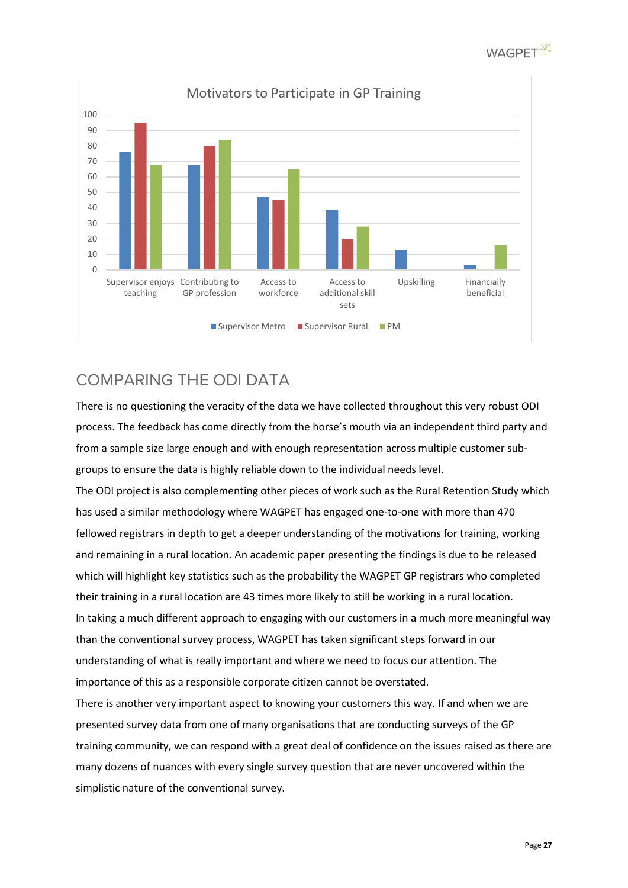Motivators to Participate in GP Training

## COMPARING THE ODI DATA

There is no questioning the veracity of the data we have collected throughout this very robust ODI process. The feedback has come directly from the horse's mouth via an independent third party and from a sample size large enough and with enough representation across multiple customer sub-groups to ensure the data is highly reliable down to the individual needs level.

The ODI project is also complementing other pieces of work such as the Rural Retention Study which has used a similar methodology where WAGPET has engaged one-to-one with more than 470 fellowed registrars in depth to get a deeper understanding of the motivations for training, working and remaining in a rural location. An academic paper presenting the findings is due to be released which will highlight key statistics such as the probability the WAGPET GP registrars who completed their training in a rural location are 43 times more likely to still be working in a rural location.

In taking a much different approach to engaging with our customers in a much more meaningful way than the conventional survey process, WAGPET has taken significant steps forward in our understanding of what is really important and where we need to focus our attention. The importance of this as a responsible corporate citizen cannot be overstated.

There is another very important aspect to knowing your customers this way. If and when we are presented survey data from one of many organisations that are conducting surveys of the GP training community, we can respond with a great deal of confidence on the issues raised as there are many dozens of nuances with every single survey question that are never uncovered within the simplistic nature of the conventional survey.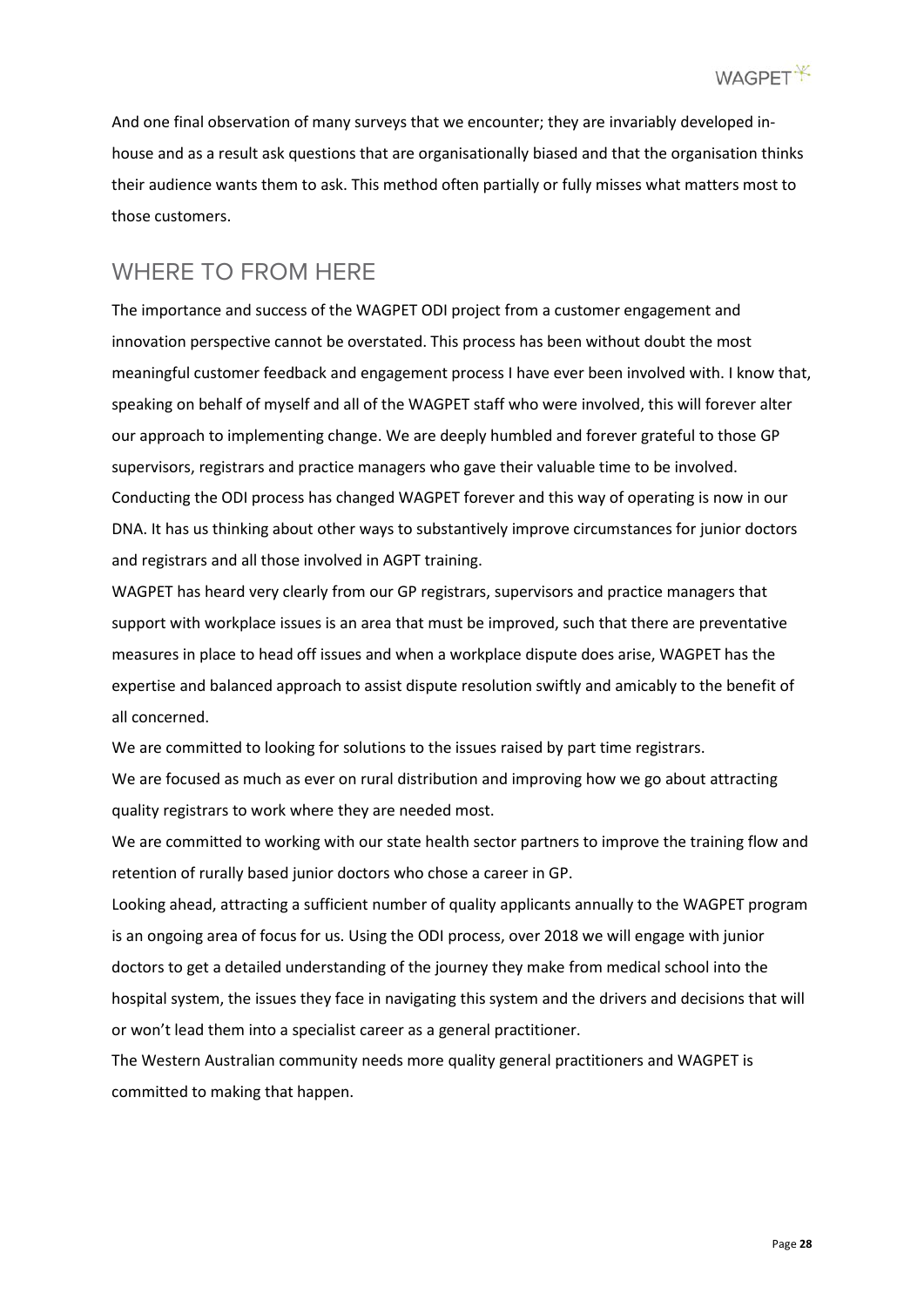And one final observation of many surveys that we encounter; they are invariably developed in-house and as a result ask questions that are organisationally biased and that the organisation thinks their audience wants them to ask. This method often partially or fully misses what matters most to those customers.

## WHERE TO FROM HERE

The importance and success of the WAGPET ODI project from a customer engagement and innovation perspective cannot be overstated. This process has been without doubt the most meaningful customer feedback and engagement process I have ever been involved with. I know that, speaking on behalf of myself and all of the WAGPET staff who were involved, this will forever alter our approach to implementing change. We are deeply humbled and forever grateful to those GP supervisors, registrars and practice managers who gave their valuable time to be involved. Conducting the ODI process has changed WAGPET forever and this way of operating is now in our DNA. It has us thinking about other ways to substantively improve circumstances for junior doctors and registrars and all those involved in AGPT training.

WAGPET has heard very clearly from our GP registrars, supervisors and practice managers that support with workplace issues is an area that must be improved, such that there are preventative measures in place to head off issues and when a workplace dispute does arise, WAGPET has the expertise and balanced approach to assist dispute resolution swiftly and amicably to the benefit of all concerned.

We are committed to looking for solutions to the issues raised by part time registrars.

We are focused as much as ever on rural distribution and improving how we go about attracting quality registrars to work where they are needed most.

We are committed to working with our state health sector partners to improve the training flow and retention of rurally based junior doctors who chose a career in GP.

Looking ahead, attracting a sufficient number of quality applicants annually to the WAGPET program is an ongoing area of focus for us. Using the ODI process, over 2018 we will engage with junior doctors to get a detailed understanding of the journey they make from medical school into the hospital system, the issues they face in navigating this system and the drivers and decisions that will or won't lead them into a specialist career as a general practitioner.

The Western Australian community needs more quality general practitioners and WAGPET is committed to making that happen.